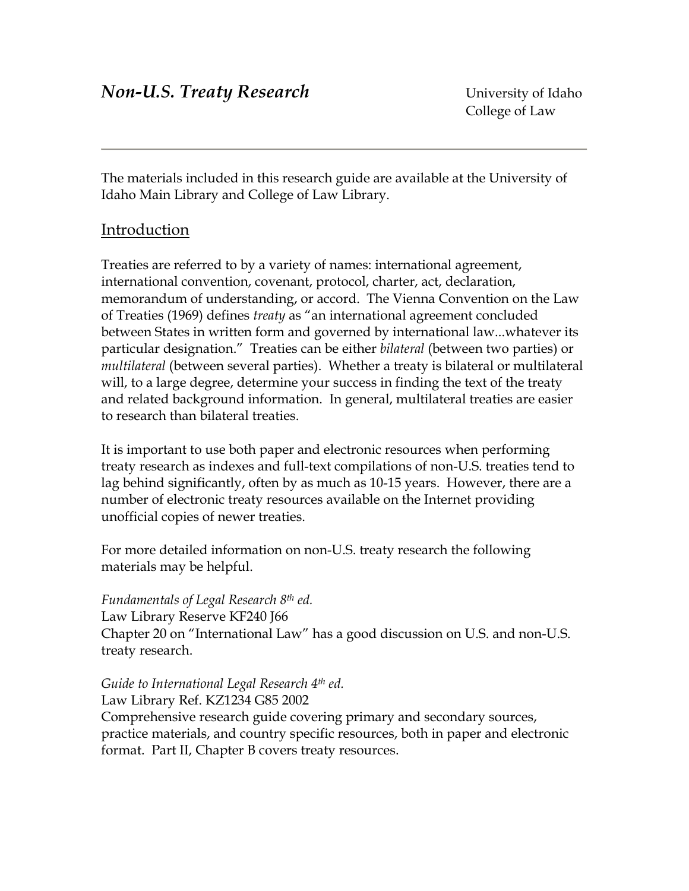# *Non-U.S. Treaty Research*

University of Idaho
College of Law

---

The materials included in this research guide are available at the University of Idaho Main Library and College of Law Library.

## Introduction

Treaties are referred to by a variety of names: international agreement, international convention, covenant, protocol, charter, act, declaration, memorandum of understanding, or accord. The Vienna Convention on the Law of Treaties (1969) defines *treaty* as "an international agreement concluded between States in written form and governed by international law...whatever its particular designation." Treaties can be either *bilateral* (between two parties) or *multilateral* (between several parties). Whether a treaty is bilateral or multilateral will, to a large degree, determine your success in finding the text of the treaty and related background information. In general, multilateral treaties are easier to research than bilateral treaties.

It is important to use both paper and electronic resources when performing treaty research as indexes and full-text compilations of non-U.S. treaties tend to lag behind significantly, often by as much as 10-15 years. However, there are a number of electronic treaty resources available on the Internet providing unofficial copies of newer treaties.

For more detailed information on non-U.S. treaty research the following materials may be helpful.

*Fundamentals of Legal Research 8th ed.*
Law Library Reserve KF240 J66
Chapter 20 on "International Law" has a good discussion on U.S. and non-U.S. treaty research.

*Guide to International Legal Research 4th ed.*
Law Library Ref. KZ1234 G85 2002
Comprehensive research guide covering primary and secondary sources, practice materials, and country specific resources, both in paper and electronic format. Part II, Chapter B covers treaty resources.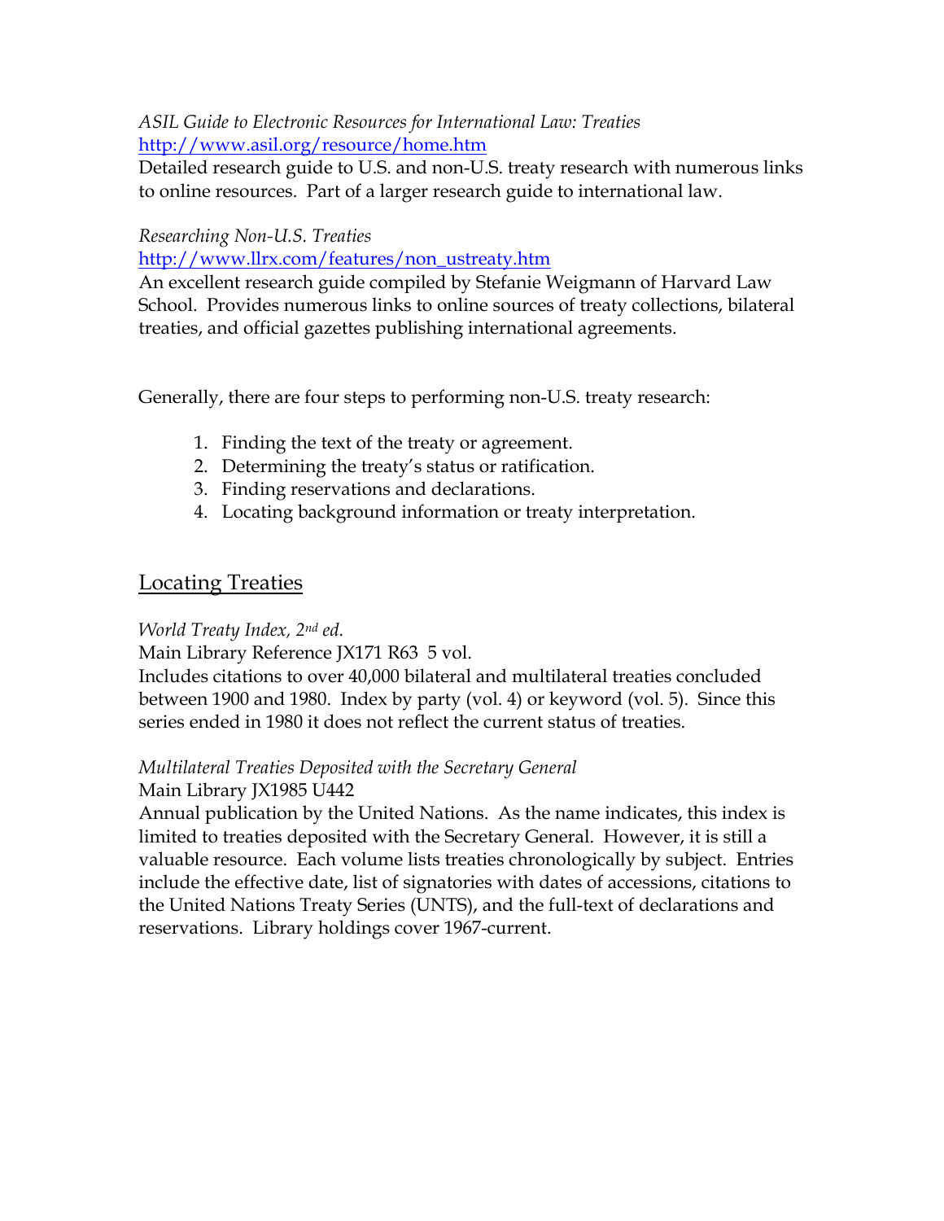*ASIL Guide to Electronic Resources for International Law: Treaties*
http://www.asil.org/resource/home.htm
Detailed research guide to U.S. and non-U.S. treaty research with numerous links to online resources. Part of a larger research guide to international law.

*Researching Non-U.S. Treaties*
http://www.llrx.com/features/non_ustreaty.htm
An excellent research guide compiled by Stefanie Weigmann of Harvard Law School. Provides numerous links to online sources of treaty collections, bilateral treaties, and official gazettes publishing international agreements.

Generally, there are four steps to performing non-U.S. treaty research:

1. Finding the text of the treaty or agreement.
2. Determining the treaty's status or ratification.
3. Finding reservations and declarations.
4. Locating background information or treaty interpretation.

## Locating Treaties

*World Treaty Index, 2nd ed.*
Main Library Reference JX171 R63 5 vol.
Includes citations to over 40,000 bilateral and multilateral treaties concluded between 1900 and 1980. Index by party (vol. 4) or keyword (vol. 5). Since this series ended in 1980 it does not reflect the current status of treaties.

*Multilateral Treaties Deposited with the Secretary General*
Main Library JX1985 U442
Annual publication by the United Nations. As the name indicates, this index is limited to treaties deposited with the Secretary General. However, it is still a valuable resource. Each volume lists treaties chronologically by subject. Entries include the effective date, list of signatories with dates of accessions, citations to the United Nations Treaty Series (UNTS), and the full-text of declarations and reservations. Library holdings cover 1967-current.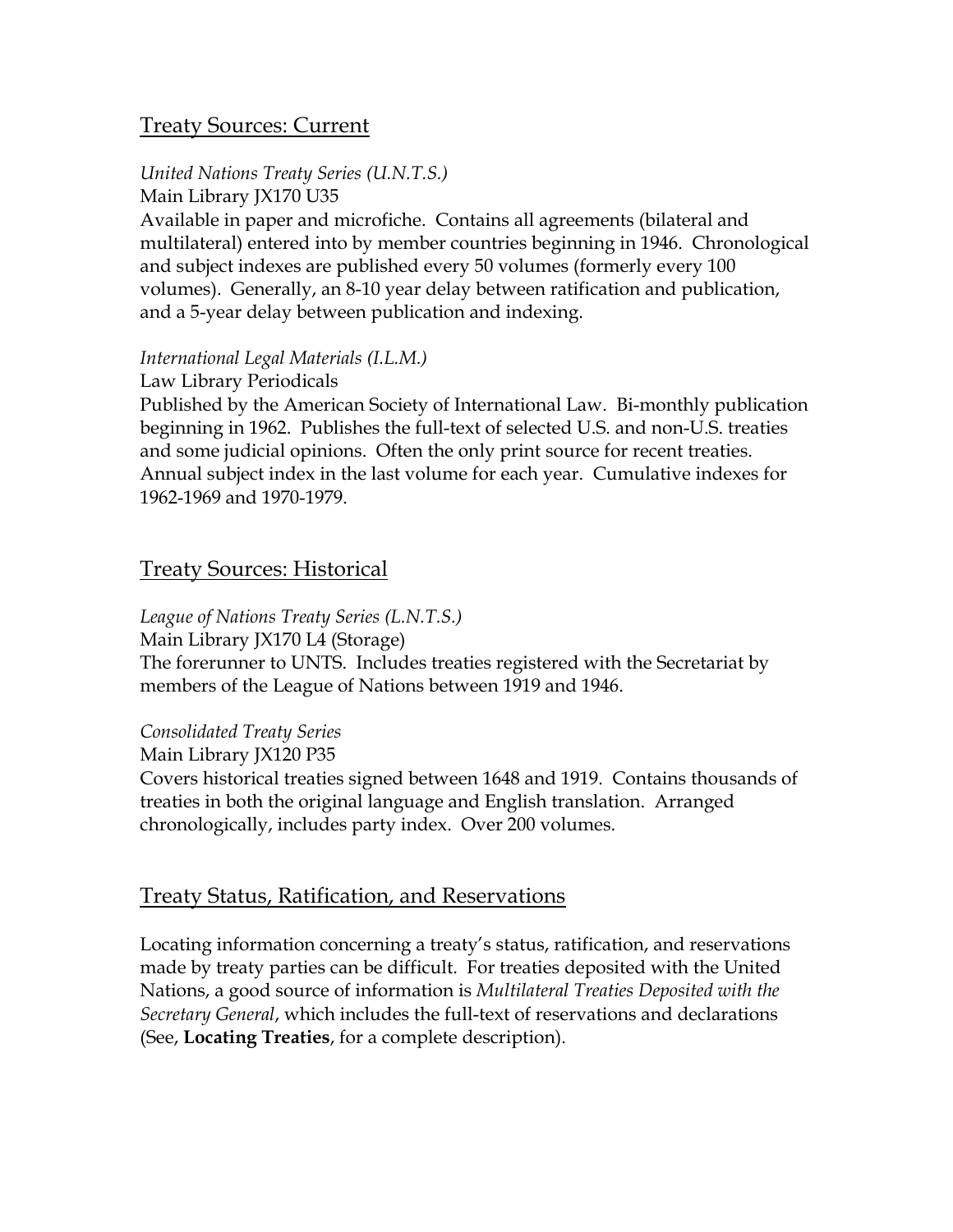## Treaty Sources: Current

*United Nations Treaty Series (U.N.T.S.)*
Main Library JX170 U35
Available in paper and microfiche. Contains all agreements (bilateral and multilateral) entered into by member countries beginning in 1946. Chronological and subject indexes are published every 50 volumes (formerly every 100 volumes). Generally, an 8-10 year delay between ratification and publication, and a 5-year delay between publication and indexing.

*International Legal Materials (I.L.M.)*
Law Library Periodicals
Published by the American Society of International Law. Bi-monthly publication beginning in 1962. Publishes the full-text of selected U.S. and non-U.S. treaties and some judicial opinions. Often the only print source for recent treaties. Annual subject index in the last volume for each year. Cumulative indexes for 1962-1969 and 1970-1979.

## Treaty Sources: Historical

*League of Nations Treaty Series (L.N.T.S.)*
Main Library JX170 L4 (Storage)
The forerunner to UNTS. Includes treaties registered with the Secretariat by members of the League of Nations between 1919 and 1946.

*Consolidated Treaty Series*
Main Library JX120 P35
Covers historical treaties signed between 1648 and 1919. Contains thousands of treaties in both the original language and English translation. Arranged chronologically, includes party index. Over 200 volumes.

## Treaty Status, Ratification, and Reservations

Locating information concerning a treaty's status, ratification, and reservations made by treaty parties can be difficult. For treaties deposited with the United Nations, a good source of information is *Multilateral Treaties Deposited with the Secretary General*, which includes the full-text of reservations and declarations (See, **Locating Treaties**, for a complete description).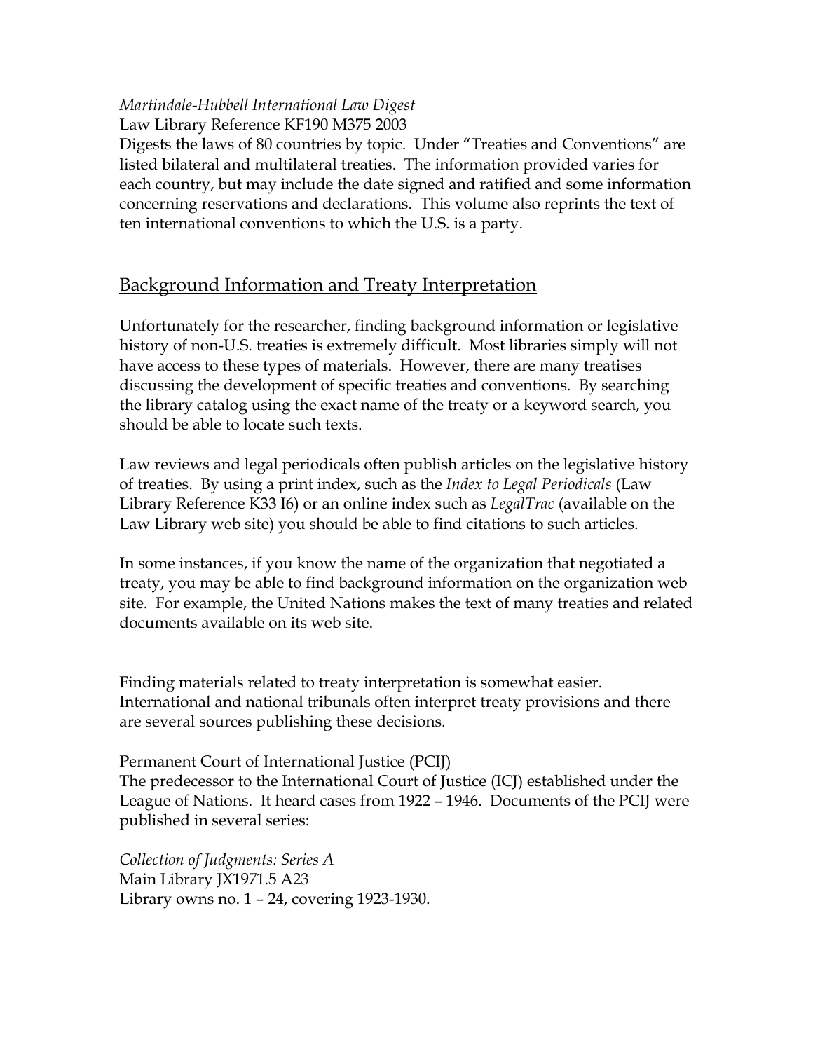*Martindale-Hubbell International Law Digest*
Law Library Reference KF190 M375 2003
Digests the laws of 80 countries by topic. Under "Treaties and Conventions" are listed bilateral and multilateral treaties. The information provided varies for each country, but may include the date signed and ratified and some information concerning reservations and declarations. This volume also reprints the text of ten international conventions to which the U.S. is a party.

## Background Information and Treaty Interpretation

Unfortunately for the researcher, finding background information or legislative history of non-U.S. treaties is extremely difficult. Most libraries simply will not have access to these types of materials. However, there are many treatises discussing the development of specific treaties and conventions. By searching the library catalog using the exact name of the treaty or a keyword search, you should be able to locate such texts.

Law reviews and legal periodicals often publish articles on the legislative history of treaties. By using a print index, such as the *Index to Legal Periodicals* (Law Library Reference K33 I6) or an online index such as *LegalTrac* (available on the Law Library web site) you should be able to find citations to such articles.

In some instances, if you know the name of the organization that negotiated a treaty, you may be able to find background information on the organization web site. For example, the United Nations makes the text of many treaties and related documents available on its web site.

Finding materials related to treaty interpretation is somewhat easier. International and national tribunals often interpret treaty provisions and there are several sources publishing these decisions.

### Permanent Court of International Justice (PCIJ)

The predecessor to the International Court of Justice (ICJ) established under the League of Nations. It heard cases from 1922 – 1946. Documents of the PCIJ were published in several series:

*Collection of Judgments: Series A*
Main Library JX1971.5 A23
Library owns no. 1 – 24, covering 1923-1930.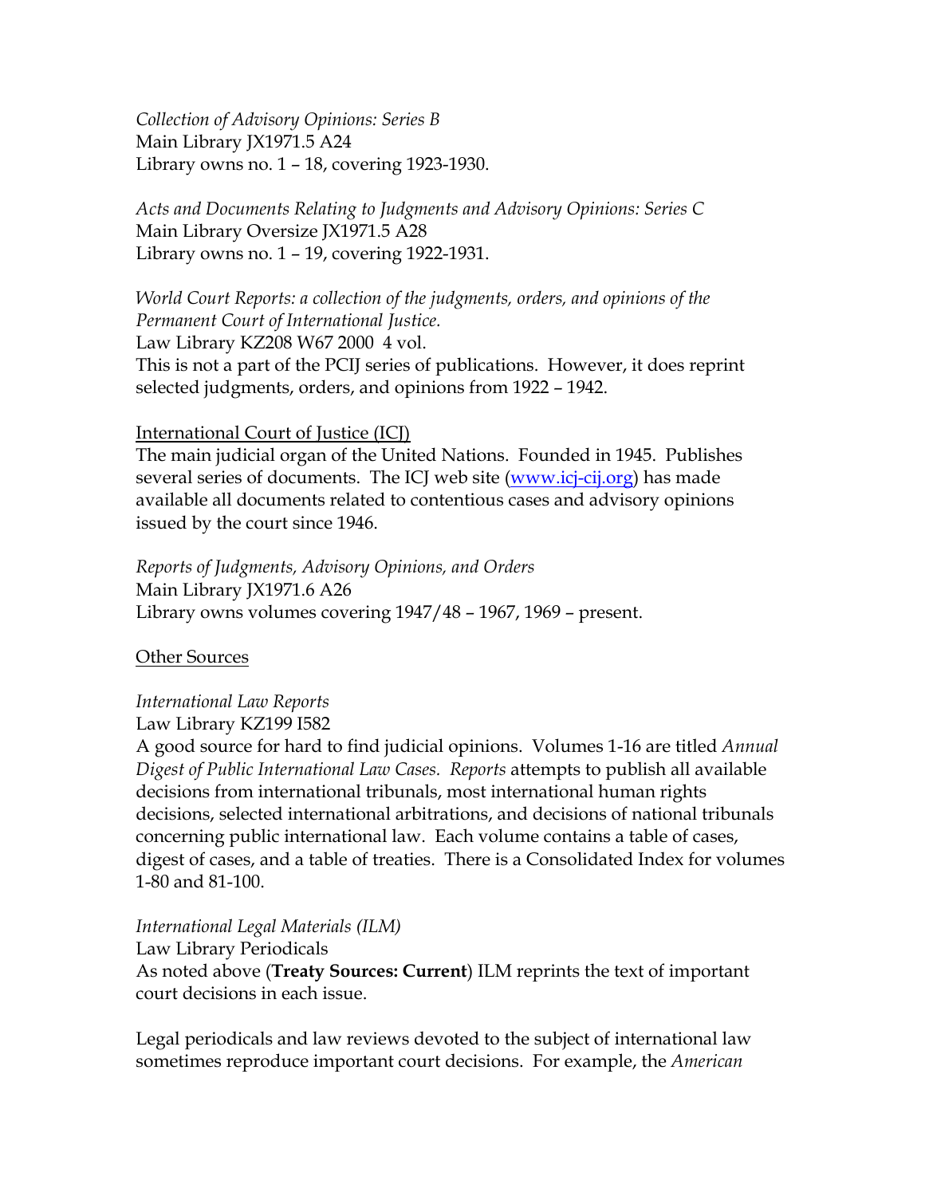*Collection of Advisory Opinions: Series B*
Main Library JX1971.5 A24
Library owns no. 1 – 18, covering 1923-1930.

*Acts and Documents Relating to Judgments and Advisory Opinions: Series C*
Main Library Oversize JX1971.5 A28
Library owns no. 1 – 19, covering 1922-1931.

*World Court Reports: a collection of the judgments, orders, and opinions of the Permanent Court of International Justice.*
Law Library KZ208 W67 2000 4 vol.
This is not a part of the PCIJ series of publications. However, it does reprint selected judgments, orders, and opinions from 1922 – 1942.

<u>International Court of Justice (ICJ)</u>
The main judicial organ of the United Nations. Founded in 1945. Publishes several series of documents. The ICJ web site ([www.icj-cij.org](http://www.icj-cij.org)) has made available all documents related to contentious cases and advisory opinions issued by the court since 1946.

*Reports of Judgments, Advisory Opinions, and Orders*
Main Library JX1971.6 A26
Library owns volumes covering 1947/48 – 1967, 1969 – present.

<u>Other Sources</u>

*International Law Reports*
Law Library KZ199 I582
A good source for hard to find judicial opinions. Volumes 1-16 are titled *Annual Digest of Public International Law Cases*. *Reports* attempts to publish all available decisions from international tribunals, most international human rights decisions, selected international arbitrations, and decisions of national tribunals concerning public international law. Each volume contains a table of cases, digest of cases, and a table of treaties. There is a Consolidated Index for volumes 1-80 and 81-100.

*International Legal Materials (ILM)*
Law Library Periodicals
As noted above (**Treaty Sources: Current**) ILM reprints the text of important court decisions in each issue.

Legal periodicals and law reviews devoted to the subject of international law sometimes reproduce important court decisions. For example, the *American*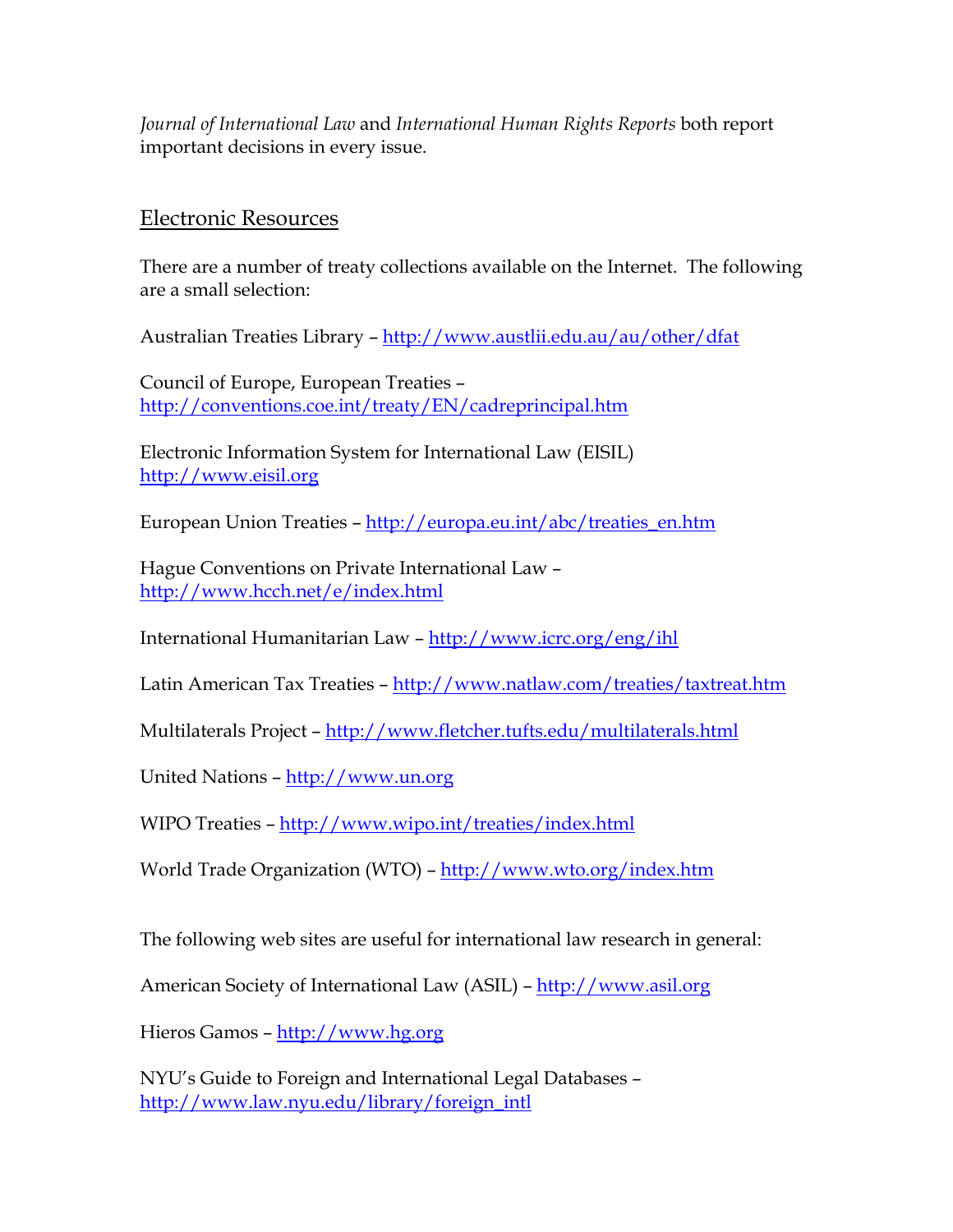*Journal of International Law* and *International Human Rights Reports* both report important decisions in every issue.

## Electronic Resources

There are a number of treaty collections available on the Internet. The following are a small selection:

Australian Treaties Library – http://www.austlii.edu.au/au/other/dfat

Council of Europe, European Treaties – http://conventions.coe.int/treaty/EN/cadreprincipal.htm

Electronic Information System for International Law (EISIL) http://www.eisil.org

European Union Treaties – http://europa.eu.int/abc/treaties_en.htm

Hague Conventions on Private International Law – http://www.hcch.net/e/index.html

International Humanitarian Law – http://www.icrc.org/eng/ihl

Latin American Tax Treaties – http://www.natlaw.com/treaties/taxtreat.htm

Multilaterals Project – http://www.fletcher.tufts.edu/multilaterals.html

United Nations – http://www.un.org

WIPO Treaties – http://www.wipo.int/treaties/index.html

World Trade Organization (WTO) – http://www.wto.org/index.htm

The following web sites are useful for international law research in general:

American Society of International Law (ASIL) – http://www.asil.org

Hieros Gamos – http://www.hg.org

NYU's Guide to Foreign and International Legal Databases – http://www.law.nyu.edu/library/foreign_intl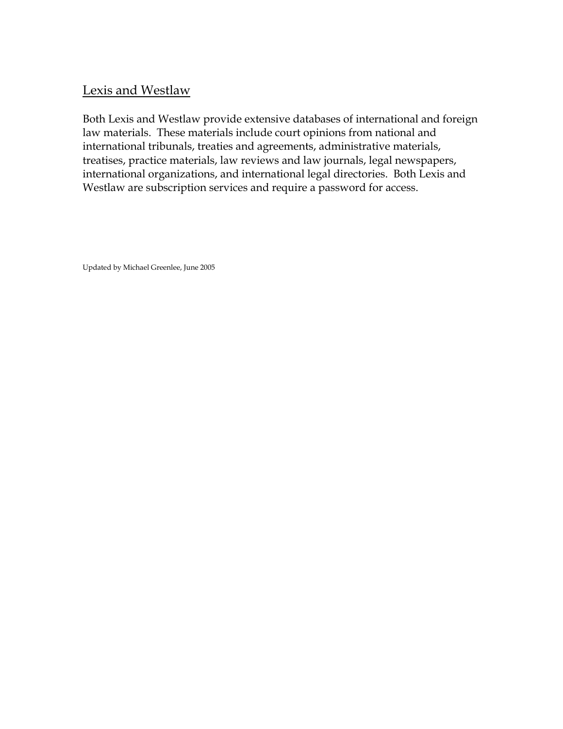## Lexis and Westlaw

Both Lexis and Westlaw provide extensive databases of international and foreign law materials. These materials include court opinions from national and international tribunals, treaties and agreements, administrative materials, treatises, practice materials, law reviews and law journals, legal newspapers, international organizations, and international legal directories. Both Lexis and Westlaw are subscription services and require a password for access.

Updated by Michael Greenlee, June 2005